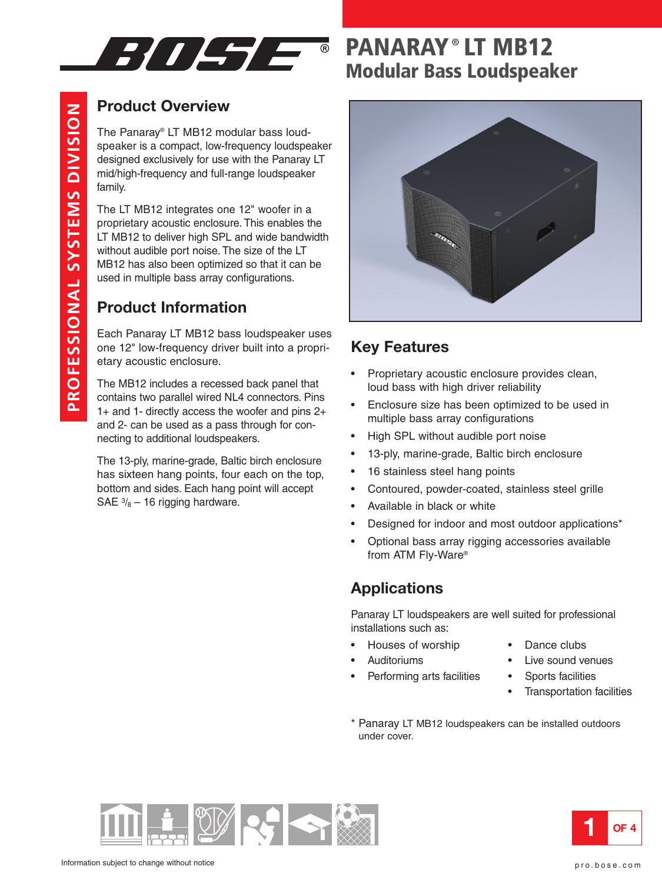# PANARAY® LT MB12

## Modular Bass Loudspeaker

PROFESSIONAL SYSTEMS DIVISION

## Product Overview

The Panaray® LT MB12 modular bass loudspeaker is a compact, low-frequency loudspeaker designed exclusively for use with the Panaray LT mid/high-frequency and full-range loudspeaker family.

The LT MB12 integrates one 12" woofer in a proprietary acoustic enclosure. This enables the LT MB12 to deliver high SPL and wide bandwidth without audible port noise. The size of the LT MB12 has also been optimized so that it can be used in multiple bass array configurations.

## Product Information

Each Panaray LT MB12 bass loudspeaker uses one 12" low-frequency driver built into a proprietary acoustic enclosure.

The MB12 includes a recessed back panel that contains two parallel wired NL4 connectors. Pins 1+ and 1- directly access the woofer and pins 2+ and 2- can be used as a pass through for connecting to additional loudspeakers.

The 13-ply, marine-grade, Baltic birch enclosure has sixteen hang points, four each on the top, bottom and sides. Each hang point will accept SAE 3/8 – 16 rigging hardware.

## Key Features

- Proprietary acoustic enclosure provides clean, loud bass with high driver reliability
- Enclosure size has been optimized to be used in multiple bass array configurations
- High SPL without audible port noise
- 13-ply, marine-grade, Baltic birch enclosure
- 16 stainless steel hang points
- Contoured, powder-coated, stainless steel grille
- Available in black or white
- Designed for indoor and most outdoor applications*
- Optional bass array rigging accessories available from ATM Fly-Ware®

## Applications

Panaray LT loudspeakers are well suited for professional installations such as:

- Houses of worship
- Auditoriums
- Performing arts facilities
- Dance clubs
- Live sound venues
- Sports facilities
- Transportation facilities

\* Panaray LT MB12 loudspeakers can be installed outdoors under cover.

Information subject to change without notice

pro.bose.com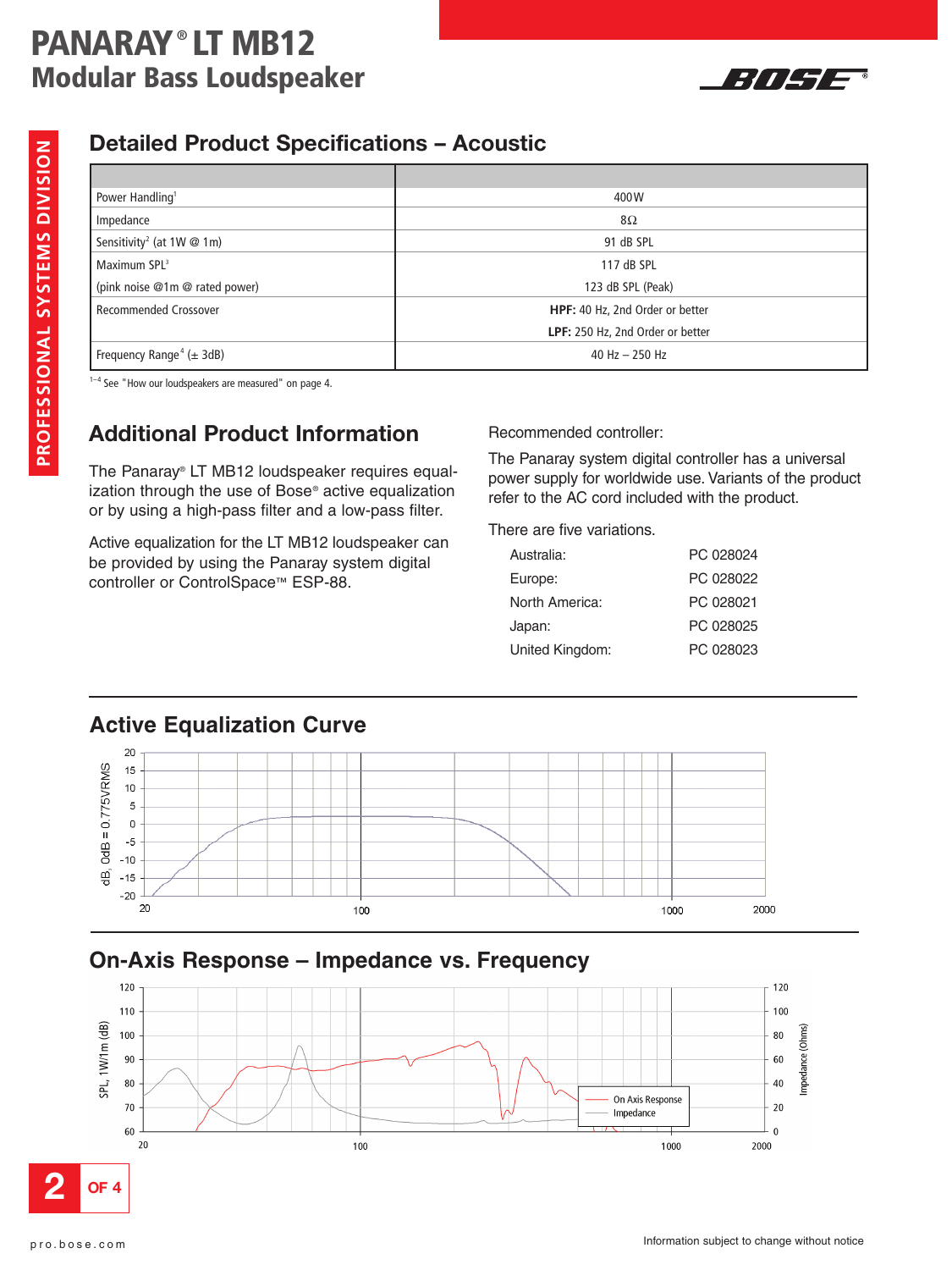# PANARAY® LT MB12

## Modular Bass Loudspeaker

PROFESSIONAL SYSTEMS DIVISION

## Detailed Product Specifications – Acoustic

| | |
|---|---|
| Power Handling[1] | 400 W |
| Impedance | 8Ω |
| Sensitivity[2] (at 1W @ 1m) | 91 dB SPL |
| Maximum SPL[3] (pink noise @1m @ rated power) | 117 dB SPL<br>123 dB SPL (Peak) |
| Recommended Crossover | **HPF:** 40 Hz, 2nd Order or better<br>**LPF:** 250 Hz, 2nd Order or better |
| Frequency Range[4] (± 3dB) | 40 Hz – 250 Hz |

[1–4] See "How our loudspeakers are measured" on page 4.

## Additional Product Information

The Panaray® LT MB12 loudspeaker requires equalization through the use of Bose® active equalization or by using a high-pass filter and a low-pass filter.

Active equalization for the LT MB12 loudspeaker can be provided by using the Panaray system digital controller or ControlSpace™ ESP-88.

Recommended controller:

The Panaray system digital controller has a universal power supply for worldwide use. Variants of the product refer to the AC cord included with the product.

There are five variations.

| | |
|---|---|
| Australia: | PC 028024 |
| Europe: | PC 028022 |
| North America: | PC 028021 |
| Japan: | PC 028025 |
| United Kingdom: | PC 028023 |

## Active Equalization Curve

dB, 0dB = 0.775VRMS (-20 to 20) vs. frequency (20 – 2000)

## On-Axis Response – Impedance vs. Frequency

SPL, 1W/1m (dB) (60 to 120); Impedance (Ohms) (0 to 120); frequency 20 – 2000

On Axis Response
Impedance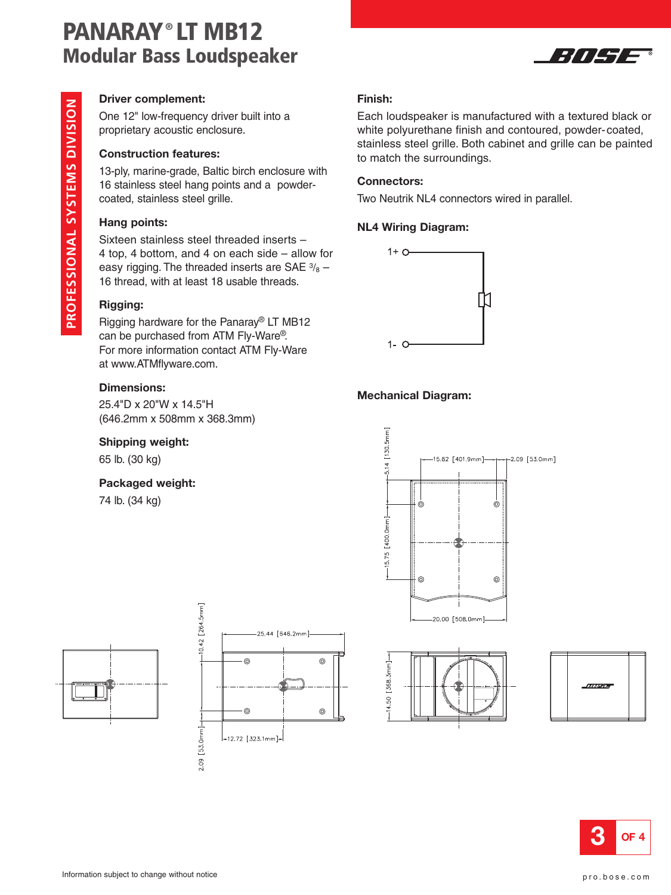# PANARAY® LT MB12
## Modular Bass Loudspeaker

PROFESSIONAL SYSTEMS DIVISION

### Driver complement:

One 12" low-frequency driver built into a proprietary acoustic enclosure.

### Construction features:

13-ply, marine-grade, Baltic birch enclosure with 16 stainless steel hang points and a powder-coated, stainless steel grille.

### Hang points:

Sixteen stainless steel threaded inserts – 4 top, 4 bottom, and 4 on each side – allow for easy rigging. The threaded inserts are SAE $^{3}/_{8}$ – 16 thread, with at least 18 usable threads.

### Rigging:

Rigging hardware for the Panaray® LT MB12 can be purchased from ATM Fly-Ware®. For more information contact ATM Fly-Ware at www.ATMflyware.com.

### Dimensions:

25.4"D x 20"W x 14.5"H
(646.2mm x 508mm x 368.3mm)

### Shipping weight:

65 lb. (30 kg)

### Packaged weight:

74 lb. (34 kg)

### Finish:

Each loudspeaker is manufactured with a textured black or white polyurethane finish and contoured, powder-coated, stainless steel grille. Both cabinet and grille can be painted to match the surroundings.

### Connectors:

Two Neutrik NL4 connectors wired in parallel.

### NL4 Wiring Diagram:

1+
1-

### Mechanical Diagram:

5.14 [130.5mm]
15.82 [401.9mm]
2.09 [53.0mm]
15.75 [400.0mm]
20.00 [508.0mm]
10.42 [264.5mm]
25.44 [646.2mm]
2.09 [53.0mm]
12.72 [323.1mm]
14.50 [368.3mm]

Information subject to change without notice

pro.bose.com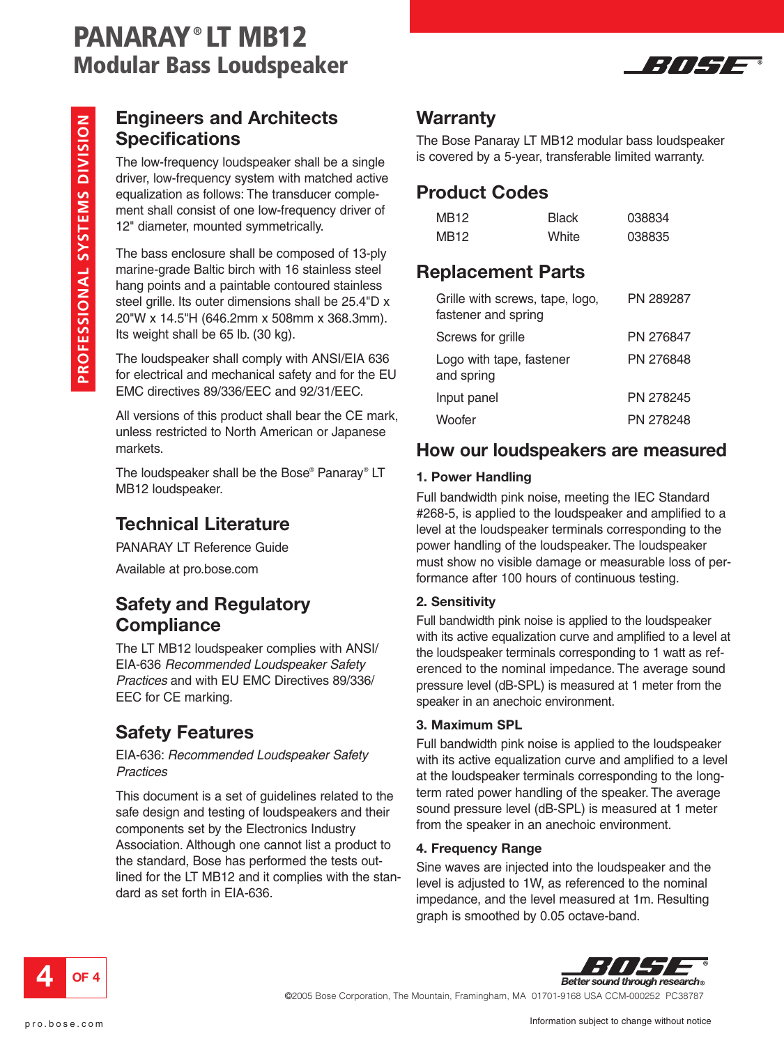# PANARAY® LT MB12
## Modular Bass Loudspeaker

PROFESSIONAL SYSTEMS DIVISION

## Engineers and Architects Specifications

The low-frequency loudspeaker shall be a single driver, low-frequency system with matched active equalization as follows: The transducer complement shall consist of one low-frequency driver of 12" diameter, mounted symmetrically.

The bass enclosure shall be composed of 13-ply marine-grade Baltic birch with 16 stainless steel hang points and a paintable contoured stainless steel grille. Its outer dimensions shall be 25.4"D x 20"W x 14.5"H (646.2mm x 508mm x 368.3mm). Its weight shall be 65 lb. (30 kg).

The loudspeaker shall comply with ANSI/EIA 636 for electrical and mechanical safety and for the EU EMC directives 89/336/EEC and 92/31/EEC.

All versions of this product shall bear the CE mark, unless restricted to North American or Japanese markets.

The loudspeaker shall be the Bose® Panaray® LT MB12 loudspeaker.

## Technical Literature

PANARAY LT Reference Guide

Available at pro.bose.com

## Safety and Regulatory Compliance

The LT MB12 loudspeaker complies with ANSI/EIA-636 *Recommended Loudspeaker Safety Practices* and with EU EMC Directives 89/336/EEC for CE marking.

## Safety Features

EIA-636: *Recommended Loudspeaker Safety Practices*

This document is a set of guidelines related to the safe design and testing of loudspeakers and their components set by the Electronics Industry Association. Although one cannot list a product to the standard, Bose has performed the tests outlined for the LT MB12 and it complies with the standard as set forth in EIA-636.

## Warranty

The Bose Panaray LT MB12 modular bass loudspeaker is covered by a 5-year, transferable limited warranty.

## Product Codes

| | | |
|---|---|---|
| MB12 | Black | 038834 |
| MB12 | White | 038835 |

## Replacement Parts

| | |
|---|---|
| Grille with screws, tape, logo, fastener and spring | PN 289287 |
| Screws for grille | PN 276847 |
| Logo with tape, fastener and spring | PN 276848 |
| Input panel | PN 278245 |
| Woofer | PN 278248 |

## How our loudspeakers are measured

### 1. Power Handling

Full bandwidth pink noise, meeting the IEC Standard #268-5, is applied to the loudspeaker and amplified to a level at the loudspeaker terminals corresponding to the power handling of the loudspeaker. The loudspeaker must show no visible damage or measurable loss of performance after 100 hours of continuous testing.

### 2. Sensitivity

Full bandwidth pink noise is applied to the loudspeaker with its active equalization curve and amplified to a level at the loudspeaker terminals corresponding to 1 watt as referenced to the nominal impedance. The average sound pressure level (dB-SPL) is measured at 1 meter from the speaker in an anechoic environment.

### 3. Maximum SPL

Full bandwidth pink noise is applied to the loudspeaker with its active equalization curve and amplified to a level at the loudspeaker terminals corresponding to the long-term rated power handling of the speaker. The average sound pressure level (dB-SPL) is measured at 1 meter from the speaker in an anechoic environment.

### 4. Frequency Range

Sine waves are injected into the loudspeaker and the level is adjusted to 1W, as referenced to the nominal impedance, and the level measured at 1m. Resulting graph is smoothed by 0.05 octave-band.

BOSE® Better sound through research®

©2005 Bose Corporation, The Mountain, Framingham, MA 01701-9168 USA CCM-000252 PC38787

Information subject to change without notice